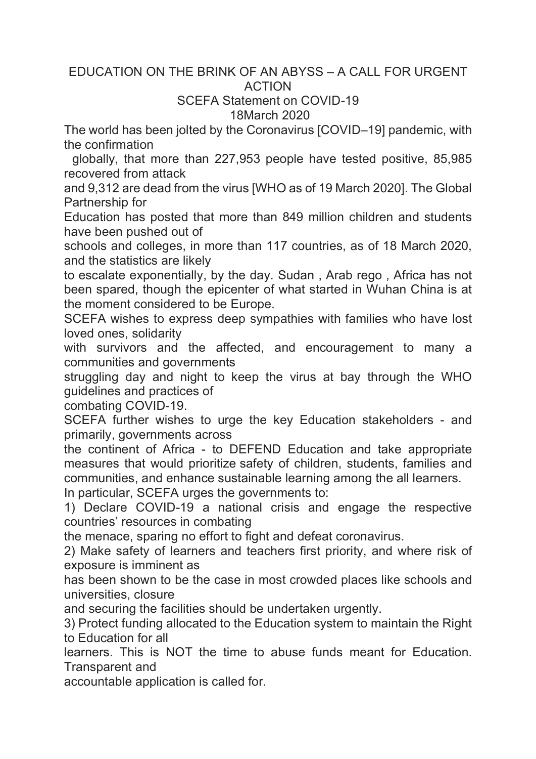# EDUCATION ON THE BRINK OF AN ABYSS – A CALL FOR URGENT ACTION

## SCEFA Statement on COVID-19

### 18March 2020

The world has been jolted by the Coronavirus [COVID–19] pandemic, with the confirmation globally, that more than 227,953 people have tested positive, 85,985 recovered from attack and 9,312 are dead from the virus [WHO as of 19 March 2020]. The Global Partnership for Education has posted that more than 849 million children and students have been pushed out of schools and colleges, in more than 117 countries, as of 18 March 2020, and the statistics are likely to escalate exponentially, by the day. Sudan , Arab rego , Africa has not been spared, though the epicenter of what started in Wuhan China is at the moment considered to be Europe.

SCEFA wishes to express deep sympathies with families who have lost loved ones, solidarity with survivors and the affected, and encouragement to many a communities and governments struggling day and night to keep the virus at bay through the WHO guidelines and practices of combating COVID-19.

SCEFA further wishes to urge the key Education stakeholders - and primarily, governments across the continent of Africa - to DEFEND Education and take appropriate measures that would prioritize safety of children, students, families and communities, and enhance sustainable learning among the all learners.

In particular, SCEFA urges the governments to:

1) Declare COVID-19 a national crisis and engage the respective countries' resources in combating the menace, sparing no effort to fight and defeat coronavirus.
2) Make safety of learners and teachers first priority, and where risk of exposure is imminent as has been shown to be the case in most crowded places like schools and universities, closure and securing the facilities should be undertaken urgently.
3) Protect funding allocated to the Education system to maintain the Right to Education for all learners. This is NOT the time to abuse funds meant for Education. Transparent and accountable application is called for.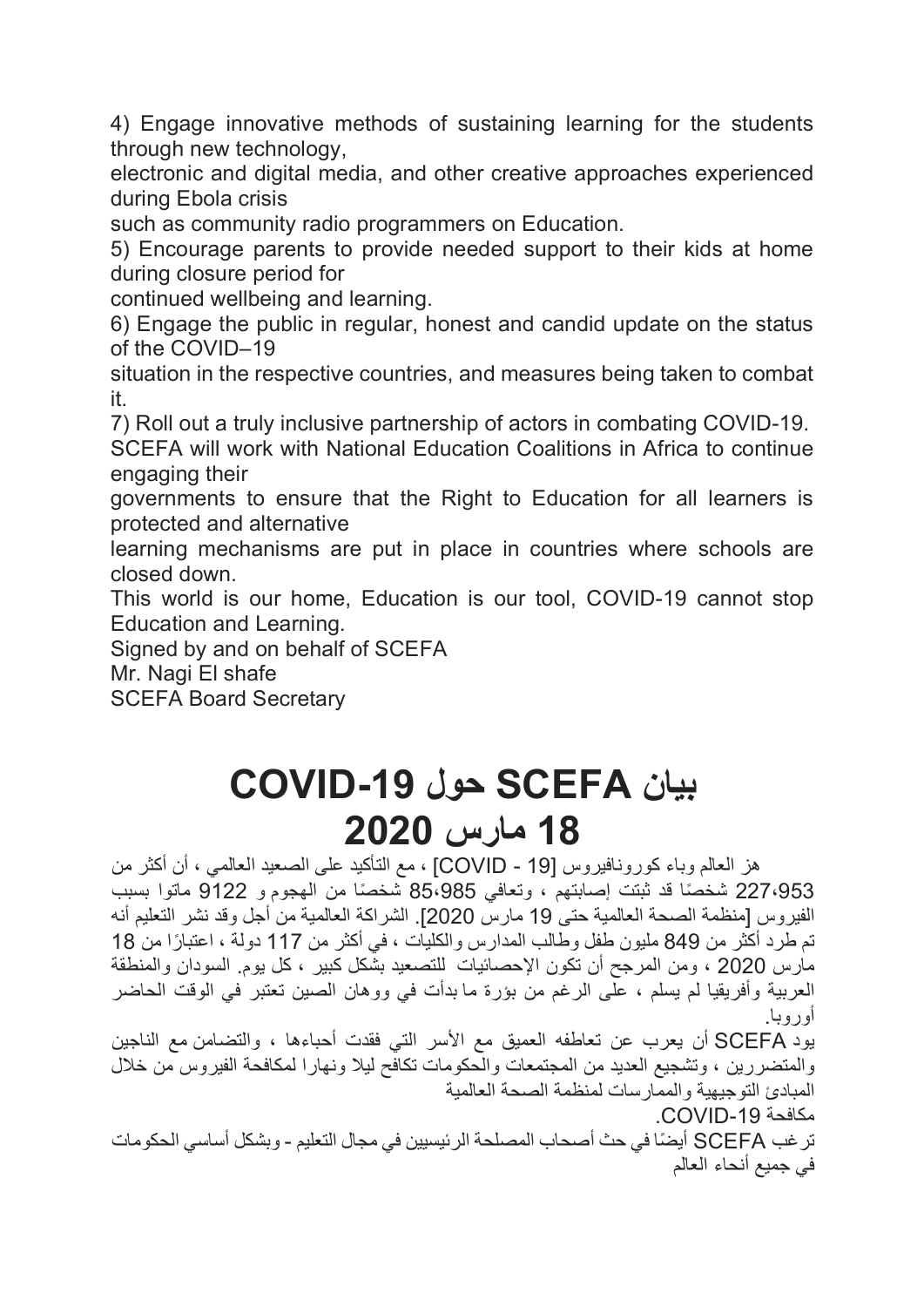4) Engage innovative methods of sustaining learning for the students through new technology,
electronic and digital media, and other creative approaches experienced during Ebola crisis
such as community radio programmers on Education.
5) Encourage parents to provide needed support to their kids at home during closure period for
continued wellbeing and learning.
6) Engage the public in regular, honest and candid update on the status of the COVID–19
situation in the respective countries, and measures being taken to combat it.
7) Roll out a truly inclusive partnership of actors in combating COVID-19.
SCEFA will work with National Education Coalitions in Africa to continue engaging their
governments to ensure that the Right to Education for all learners is protected and alternative
learning mechanisms are put in place in countries where schools are closed down.
This world is our home, Education is our tool, COVID-19 cannot stop Education and Learning.
Signed by and on behalf of SCEFA
Mr. Nagi El shafe
SCEFA Board Secretary

# بيان SCEFA حول COVID-19
# 18 مارس 2020

هز العالم وباء كورونافيروس [19 - COVID] ، مع التأكيد على الصعيد العالمي ، أن أكثر من 227،953 شخصًا قد ثبتت إصابتهم ، وتعافي 85،985 شخصًا من الهجوم و 9122 ماتوا بسبب الفيروس [منظمة الصحة العالمية حتى 19 مارس 2020]. الشراكة العالمية من أجل وقد نشر التعليم أنه تم طرد أكثر من 849 مليون طفل وطالب المدارس والكليات ، في أكثر من 117 دولة ، اعتبارًا من 18 مارس 2020 ، ومن المرجح أن تكون الإحصائيات للتصعيد بشكل كبير ، كل يوم. السودان والمنطقة العربية وأفريقيا لم يسلم ، على الرغم من بؤرة ما بدأت في ووهان الصين تعتبر في الوقت الحاضر أوروبا.

يود SCEFA أن يعرب عن تعاطفه العميق مع الأسر التي فقدت أحباءها ، والتضامن مع الناجين والمتضررين ، وتشجيع العديد من المجتمعات والحكومات تكافح ليلا ونهارا لمكافحة الفيروس من خلال المبادئ التوجيهية والممارسات لمنظمة الصحة العالمية
مكافحة COVID-19.

ترغب SCEFA أيضًا في حث أصحاب المصلحة الرئيسيين في مجال التعليم - وبشكل أساسي الحكومات في جميع أنحاء العالم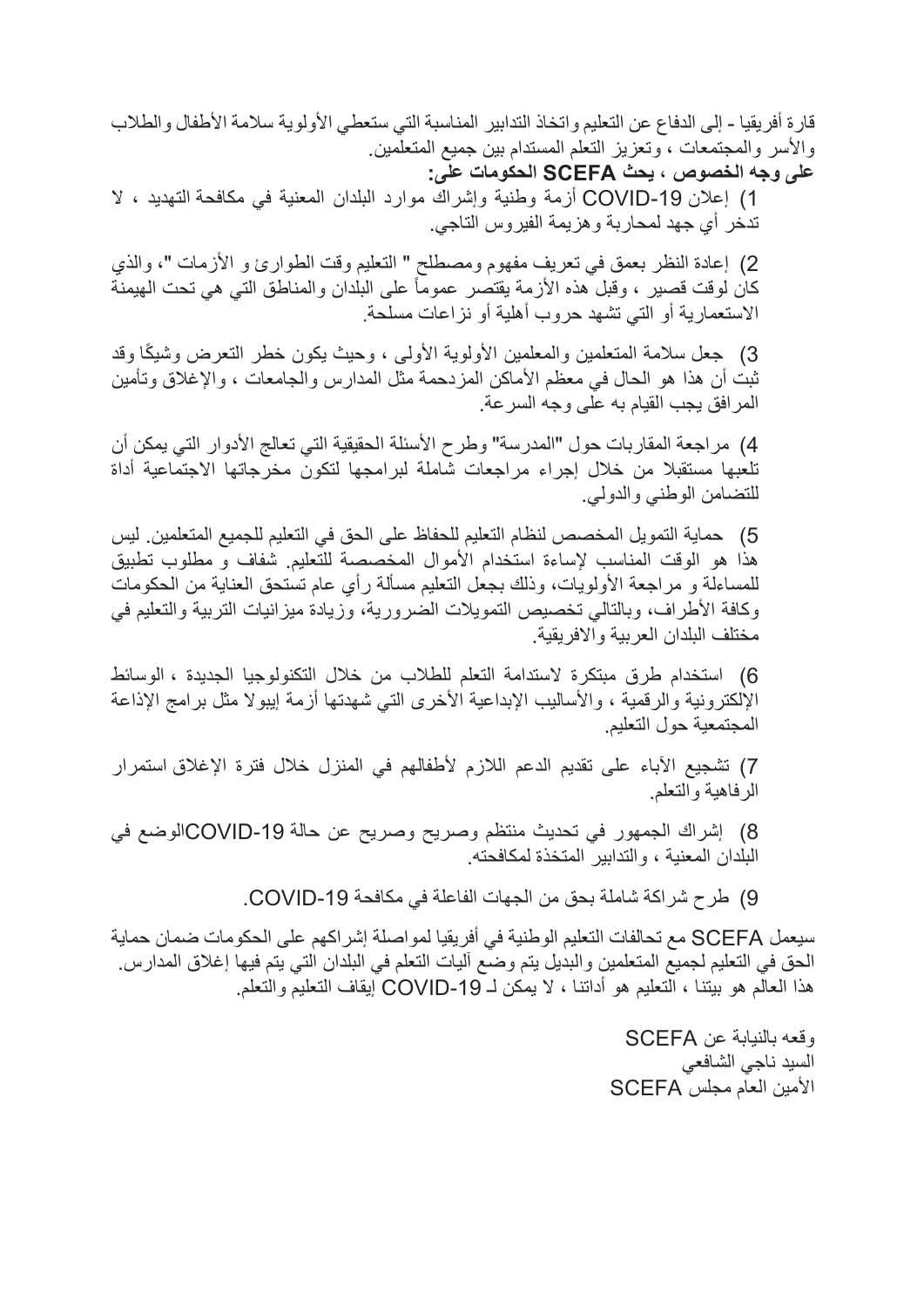قارة أفريقيا - إلى الدفاع عن التعليم واتخاذ التدابير المناسبة التي ستعطي الأولوية سلامة الأطفال والطلاب والأسر والمجتمعات ، وتعزيز التعلم المستدام بين جميع المتعلمين.

**على وجه الخصوص ، يحث SCEFA الحكومات على:**

1) إعلان COVID-19 أزمة وطنية وإشراك موارد البلدان المعنية في مكافحة التهديد ، لا تدخر أي جهد لمحاربة وهزيمة الفيروس التاجي.

2) إعادة النظر بعمق في تعريف مفهوم ومصطلح " التعليم وقت الطوارئ و الأزمات "، والذي كان لوقت قصير ، وقبل هذه الأزمة يقتصر عموماً على البلدان والمناطق التي هي تحت الهيمنة الاستعمارية أو التي تشهد حروب أهلية أو نزاعات مسلحة.

3) جعل سلامة المتعلمين والمعلمين الأولوية الأولى ، وحيث يكون خطر التعرض وشيكًا وقد ثبت أن هذا هو الحال في معظم الأماكن المزدحمة مثل المدارس والجامعات ، والإغلاق وتأمين المرافق يجب القيام به على وجه السرعة.

4) مراجعة المقاربات حول "المدرسة" وطرح الأسئلة الحقيقية التي تعالج الأدوار التي يمكن أن تلعبها مستقبلا من خلال إجراء مراجعات شاملة لبرامجها لتكون مخرجاتها الاجتماعية أداة للتضامن الوطني والدولي.

5) حماية التمويل المخصص لنظام التعليم للحفاظ على الحق في التعليم للجميع المتعلمين. ليس هذا هو الوقت المناسب لإساءة استخدام الأموال المخصصة للتعليم. شفاف و مطلوب تطبيق للمساءلة و مراجعة الأولويات، وذلك بجعل التعليم مسألة رأي عام تستحق العناية من الحكومات وكافة الأطراف، وبالتالي تخصيص التمويلات الضرورية، وزيادة ميزانيات التربية والتعليم في مختلف البلدان العربية والافريقية.

6) استخدام طرق مبتكرة لاستدامة التعلم للطلاب من خلال التكنولوجيا الجديدة ، الوسائط الإلكترونية والرقمية ، والأساليب الإبداعية الأخرى التي شهدتها أزمة إيبولا مثل برامج الإذاعة المجتمعية حول التعليم.

7) تشجيع الآباء على تقديم الدعم اللازم لأطفالهم في المنزل خلال فترة الإغلاق استمرار الرفاهية والتعلم.

8) إشراك الجمهور في تحديث منتظم وصريح وصريح عن حالة COVID-19الوضع في البلدان المعنية ، والتدابير المتخذة لمكافحته.

9) طرح شراكة شاملة بحق من الجهات الفاعلة في مكافحة COVID-19.

سيعمل SCEFA مع تحالفات التعليم الوطنية في أفريقيا لمواصلة إشراكهم على الحكومات ضمان حماية الحق في التعليم لجميع المتعلمين والبديل يتم وضع آليات التعلم في البلدان التي يتم فيها إغلاق المدارس. هذا العالم هو بيتنا ، التعليم هو أداتنا ، لا يمكن لـ COVID-19 إيقاف التعليم والتعلم.

وقعه بالنيابة عن SCEFA
السيد ناجي الشافعي
الأمين العام مجلس SCEFA